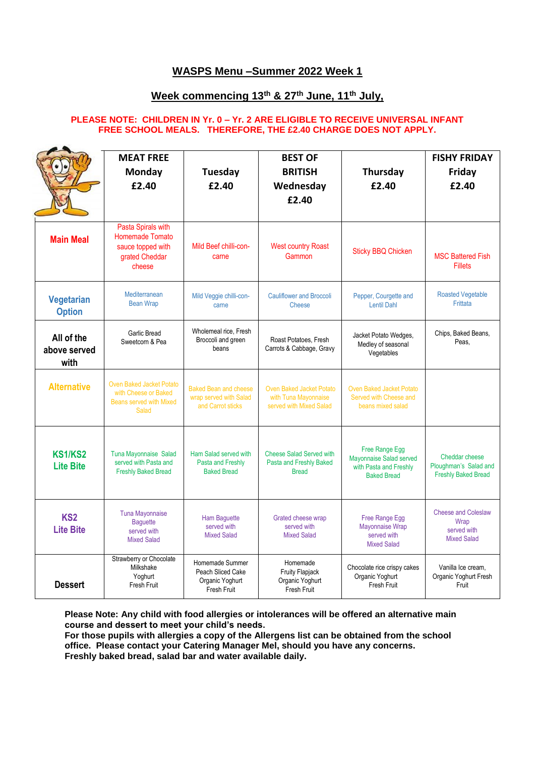# WASPS Menu –Summer 2022 Week 1

## Week commencing 13th & 27th June, 11th July,

**PLEASE NOTE: CHILDREN IN Yr. 0 – Yr. 2 ARE ELIGIBLE TO RECEIVE UNIVERSAL INFANT FREE SCHOOL MEALS. THEREFORE, THE £2.40 CHARGE DOES NOT APPLY.**

| | MEAT FREE Monday £2.40 | Tuesday £2.40 | BEST OF BRITISH Wednesday £2.40 | Thursday £2.40 | FISHY FRIDAY Friday £2.40 |
|---|---|---|---|---|---|
| **Main Meal** | Pasta Spirals with Homemade Tomato sauce topped with grated Cheddar cheese | Mild Beef chilli-con-carne | West country Roast Gammon | Sticky BBQ Chicken | MSC Battered Fish Fillets |
| **Vegetarian Option** | Mediterranean Bean Wrap | Mild Veggie chilli-con-carne | Cauliflower and Broccoli Cheese | Pepper, Courgette and Lentil Dahl | Roasted Vegetable Frittata |
| **All of the above served with** | Garlic Bread Sweetcorn & Pea | Wholemeal rice, Fresh Broccoli and green beans | Roast Potatoes, Fresh Carrots & Cabbage, Gravy | Jacket Potato Wedges, Medley of seasonal Vegetables | Chips, Baked Beans, Peas, |
| **Alternative** | Oven Baked Jacket Potato with Cheese or Baked Beans served with Mixed Salad | Baked Bean and cheese wrap served with Salad and Carrot sticks | Oven Baked Jacket Potato with Tuna Mayonnaise served with Mixed Salad | Oven Baked Jacket Potato Served with Cheese and beans mixed salad | |
| **KS1/KS2 Lite Bite** | Tuna Mayonnaise Salad served with Pasta and Freshly Baked Bread | Ham Salad served with Pasta and Freshly Baked Bread | Cheese Salad Served with Pasta and Freshly Baked Bread | Free Range Egg Mayonnaise Salad served with Pasta and Freshly Baked Bread | Cheddar cheese Ploughman's Salad and Freshly Baked Bread |
| **KS2 Lite Bite** | Tuna Mayonnaise Baguette served with Mixed Salad | Ham Baguette served with Mixed Salad | Grated cheese wrap served with Mixed Salad | Free Range Egg Mayonnaise Wrap served with Mixed Salad | Cheese and Coleslaw Wrap served with Mixed Salad |
| **Dessert** | Strawberry or Chocolate Milkshake Yoghurt Fresh Fruit | Homemade Summer Peach Sliced Cake Organic Yoghurt Fresh Fruit | Homemade Fruity Flapjack Organic Yoghurt Fresh Fruit | Chocolate rice crispy cakes Organic Yoghurt Fresh Fruit | Vanilla Ice cream, Organic Yoghurt Fresh Fruit |

**Please Note: Any child with food allergies or intolerances will be offered an alternative main course and dessert to meet your child's needs.**
**For those pupils with allergies a copy of the Allergens list can be obtained from the school office. Please contact your Catering Manager Mel, should you have any concerns.**
**Freshly baked bread, salad bar and water available daily.**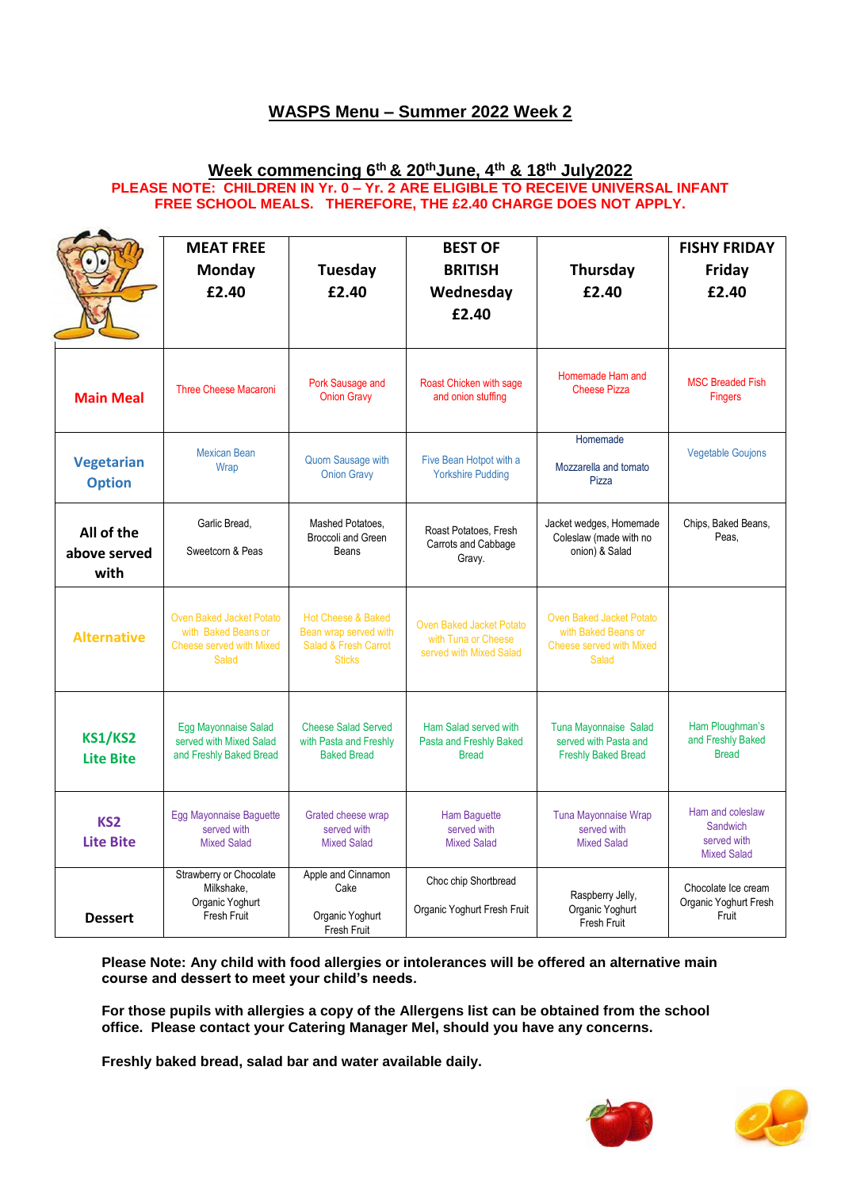## WASPS Menu – Summer 2022 Week 2

### Week commencing 6th & 20th June, 4th & 18th July2022

**PLEASE NOTE: CHILDREN IN Yr. 0 – Yr. 2 ARE ELIGIBLE TO RECEIVE UNIVERSAL INFANT FREE SCHOOL MEALS. THEREFORE, THE £2.40 CHARGE DOES NOT APPLY.**

| | MEAT FREE Monday £2.40 | Tuesday £2.40 | BEST OF BRITISH Wednesday £2.40 | Thursday £2.40 | FISHY FRIDAY Friday £2.40 |
|---|---|---|---|---|---|
| **Main Meal** | Three Cheese Macaroni | Pork Sausage and Onion Gravy | Roast Chicken with sage and onion stuffing | Homemade Ham and Cheese Pizza | MSC Breaded Fish Fingers |
| **Vegetarian Option** | Mexican Bean Wrap | Quorn Sausage with Onion Gravy | Five Bean Hotpot with a Yorkshire Pudding | Homemade Mozzarella and tomato Pizza | Vegetable Goujons |
| **All of the above served with** | Garlic Bread, Sweetcorn & Peas | Mashed Potatoes, Broccoli and Green Beans | Roast Potatoes, Fresh Carrots and Cabbage Gravy. | Jacket wedges, Homemade Coleslaw (made with no onion) & Salad | Chips, Baked Beans, Peas, |
| **Alternative** | Oven Baked Jacket Potato with Baked Beans or Cheese served with Mixed Salad | Hot Cheese & Baked Bean wrap served with Salad & Fresh Carrot Sticks | Oven Baked Jacket Potato with Tuna or Cheese served with Mixed Salad | Oven Baked Jacket Potato with Baked Beans or Cheese served with Mixed Salad | |
| **KS1/KS2 Lite Bite** | Egg Mayonnaise Salad served with Mixed Salad and Freshly Baked Bread | Cheese Salad Served with Pasta and Freshly Baked Bread | Ham Salad served with Pasta and Freshly Baked Bread | Tuna Mayonnaise Salad served with Pasta and Freshly Baked Bread | Ham Ploughman's and Freshly Baked Bread |
| **KS2 Lite Bite** | Egg Mayonnaise Baguette served with Mixed Salad | Grated cheese wrap served with Mixed Salad | Ham Baguette served with Mixed Salad | Tuna Mayonnaise Wrap served with Mixed Salad | Ham and coleslaw Sandwich served with Mixed Salad |
| **Dessert** | Strawberry or Chocolate Milkshake, Organic Yoghurt Fresh Fruit | Apple and Cinnamon Cake Organic Yoghurt Fresh Fruit | Choc chip Shortbread Organic Yoghurt Fresh Fruit | Raspberry Jelly, Organic Yoghurt Fresh Fruit | Chocolate Ice cream Organic Yoghurt Fresh Fruit |

**Please Note: Any child with food allergies or intolerances will be offered an alternative main course and dessert to meet your child's needs.**

**For those pupils with allergies a copy of the Allergens list can be obtained from the school office. Please contact your Catering Manager Mel, should you have any concerns.**

**Freshly baked bread, salad bar and water available daily.**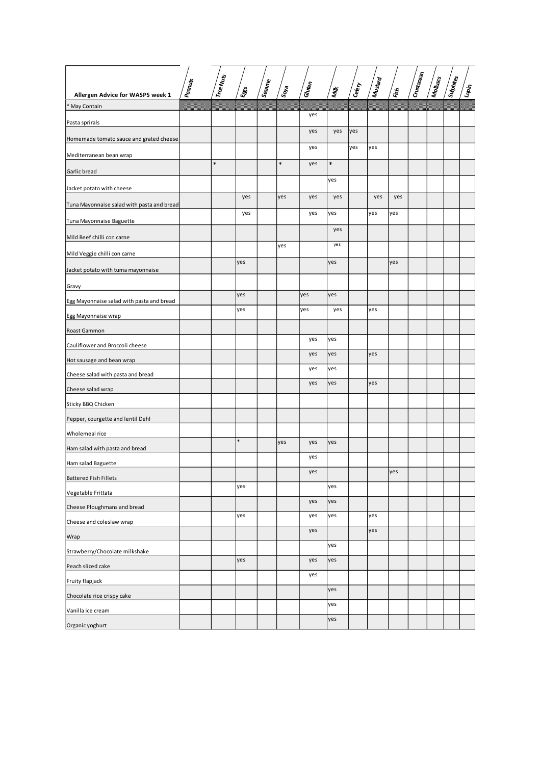| Allergen Advice for WASPS week 1 | Peanuts | Tree Nuts | Eggs | Sesame | Soya | Gluten | Milk | Celery | Mustard | Fish | Crustacean | Molluscs | Sulphites | Lupin |
|---|---|---|---|---|---|---|---|---|---|---|---|---|---|---|
| * May Contain | | | | | | | | | | | | | | |
| Pasta sprirals | | | | | | yes | | | | | | | | |
| Homemade tomato sauce and grated cheese | | | | | | yes | yes | yes | | | | | | |
| Mediterranean bean wrap | | | | | | yes | | yes | yes | | | | | |
| Garlic bread | | * | | | * | yes | * | | | | | | | |
| Jacket potato with cheese | | | | | | | yes | | | | | | | |
| Tuna Mayonnaise salad with pasta and bread | | | yes | | yes | yes | yes | | yes | yes | | | | |
| Tuna Mayonnaise Baguette | | | yes | | | yes | yes | | yes | yes | | | | |
| Mild Beef chilli con carne | | | | | | | yes | | | | | | | |
| Mild Veggie chilli con carne | | | | | yes | | yes | | | | | | | |
| Jacket potato with tuma mayonnaise | | | yes | | | | yes | | | yes | | | | |
| Gravy | | | | | | | | | | | | | | |
| Egg Mayonnaise salad with pasta and bread | | | yes | | | yes | yes | | | | | | | |
| Egg Mayonnaise wrap | | | yes | | | yes | yes | | yes | | | | | |
| Roast Gammon | | | | | | | | | | | | | | |
| Cauliflower and Broccoli cheese | | | | | | yes | yes | | | | | | | |
| Hot sausage and bean wrap | | | | | | yes | yes | | yes | | | | | |
| Cheese salad with pasta and bread | | | | | | yes | yes | | | | | | | |
| Cheese salad wrap | | | | | | yes | yes | | yes | | | | | |
| Sticky BBQ Chicken | | | | | | | | | | | | | | |
| Pepper, courgette and lentil Dehl | | | | | | | | | | | | | | |
| Wholemeal rice | | | | | | | | | | | | | | |
| Ham salad with pasta and bread | | | * | | yes | yes | yes | | | | | | | |
| Ham salad Baguette | | | | | | yes | | | | | | | | |
| Battered Fish Fillets | | | | | | yes | | | | yes | | | | |
| Vegetable Frittata | | | yes | | | | yes | | | | | | | |
| Cheese Ploughmans and bread | | | | | | yes | yes | | | | | | | |
| Cheese and coleslaw wrap | | | yes | | | yes | yes | | yes | | | | | |
| Wrap | | | | | | yes | | | yes | | | | | |
| Strawberry/Chocolate milkshake | | | | | | | yes | | | | | | | |
| Peach sliced cake | | | yes | | | yes | yes | | | | | | | |
| Fruity flapjack | | | | | | yes | | | | | | | | |
| Chocolate rice crispy cake | | | | | | | yes | | | | | | | |
| Vanilla ice cream | | | | | | | yes | | | | | | | |
| Organic yoghurt | | | | | | | yes | | | | | | | |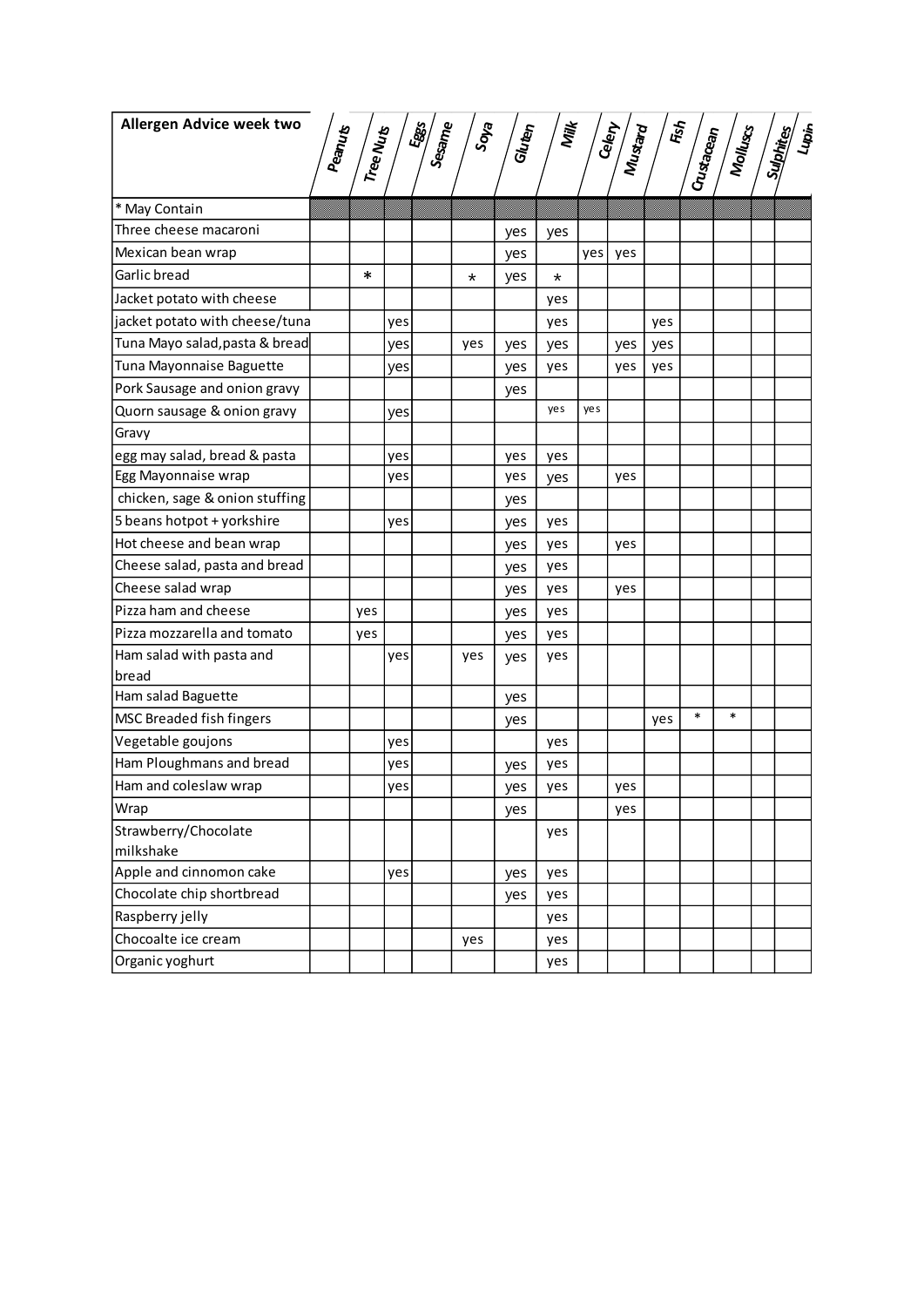| Allergen Advice week two | Peanuts | Tree Nuts | Eggs | Sesame | Soya | Gluten | Milk | Celery | Mustard | Fish | Crustacean | Molluscs | Sulphites | Lupin |
|---|---|---|---|---|---|---|---|---|---|---|---|---|---|---|
| * May Contain | | | | | | | | | | | | | | |
| Three cheese macaroni | | | | | | yes | yes | | | | | | | |
| Mexican bean wrap | | | | | | yes | | yes | yes | | | | | |
| Garlic bread | | * | | | * | yes | * | | | | | | | |
| Jacket potato with cheese | | | | | | | yes | | | | | | | |
| jacket potato with cheese/tuna | | | yes | | | | yes | | | yes | | | | |
| Tuna Mayo salad,pasta & bread | | | yes | | yes | yes | yes | | yes | yes | | | | |
| Tuna Mayonnaise Baguette | | | yes | | | yes | yes | | yes | yes | | | | |
| Pork Sausage and onion gravy | | | | | | yes | | | | | | | | |
| Quorn sausage & onion gravy | | | yes | | | | yes | yes | | | | | | |
| Gravy | | | | | | | | | | | | | | |
| egg may salad, bread & pasta | | | yes | | | yes | yes | | | | | | | |
| Egg Mayonnaise wrap | | | yes | | | yes | yes | | yes | | | | | |
| chicken, sage & onion stuffing | | | | | | yes | | | | | | | | |
| 5 beans hotpot + yorkshire | | | yes | | | yes | yes | | | | | | | |
| Hot cheese and bean wrap | | | | | | yes | yes | | yes | | | | | |
| Cheese salad, pasta and bread | | | | | | yes | yes | | | | | | | |
| Cheese salad wrap | | | | | | yes | yes | | yes | | | | | |
| Pizza ham and cheese | | yes | | | | yes | yes | | | | | | | |
| Pizza mozzarella and tomato | | yes | | | | yes | yes | | | | | | | |
| Ham salad with pasta and bread | | | yes | | yes | yes | yes | | | | | | | |
| Ham salad Baguette | | | | | | yes | | | | | | | | |
| MSC Breaded fish fingers | | | | | | yes | | | | yes | * | * | | |
| Vegetable goujons | | | yes | | | | yes | | | | | | | |
| Ham Ploughmans and bread | | | yes | | | yes | yes | | | | | | | |
| Ham and coleslaw wrap | | | yes | | | yes | yes | | yes | | | | | |
| Wrap | | | | | | yes | | | yes | | | | | |
| Strawberry/Chocolate milkshake | | | | | | | yes | | | | | | | |
| Apple and cinnomon cake | | | yes | | | yes | yes | | | | | | | |
| Chocolate chip shortbread | | | | | | yes | yes | | | | | | | |
| Raspberry jelly | | | | | | | yes | | | | | | | |
| Chocoalte ice cream | | | | | yes | | yes | | | | | | | |
| Organic yoghurt | | | | | | | yes | | | | | | | |